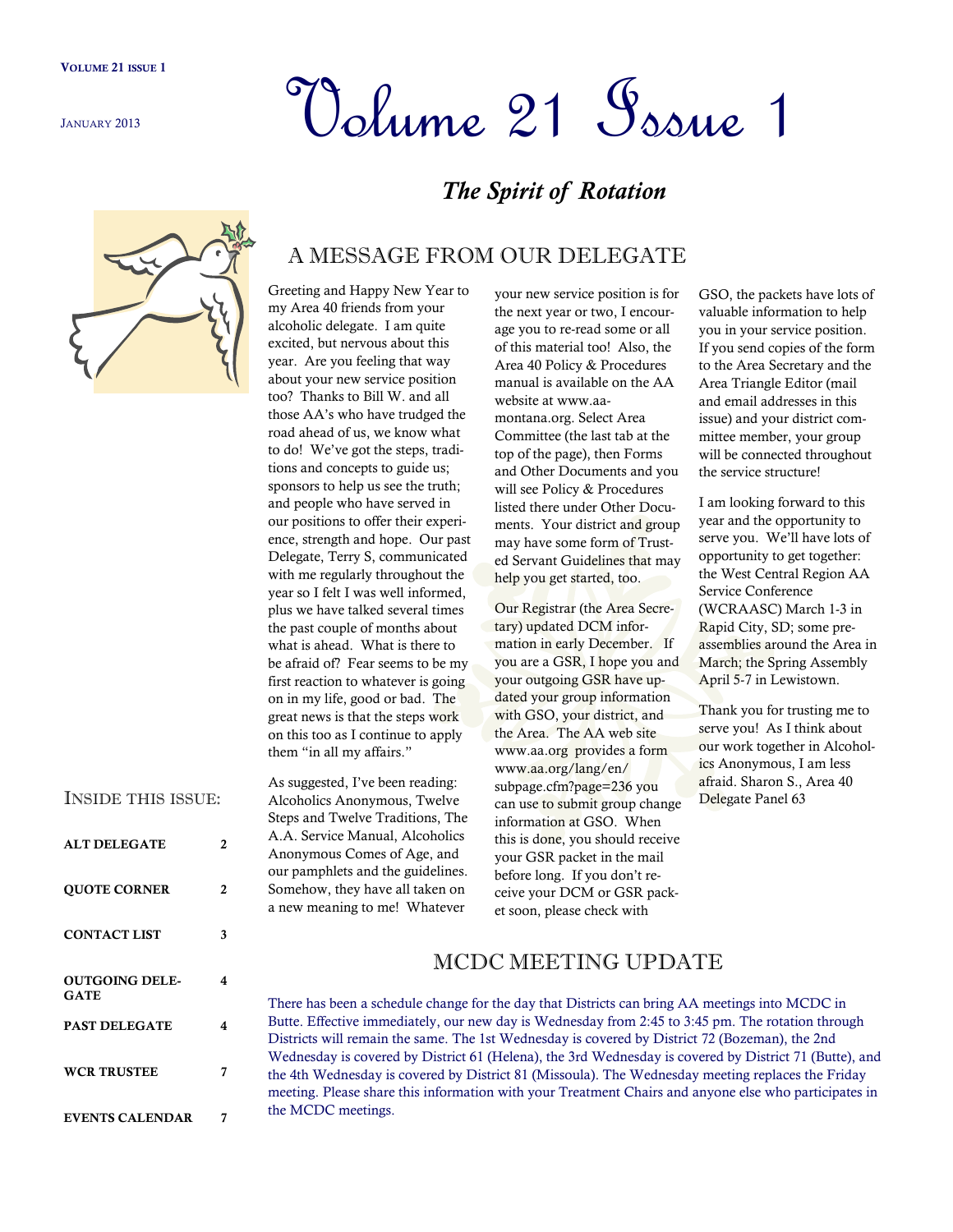# Volume 21 Issue 1

JANUARY 2013

## *The Spirit of Rotation*

## A MESSAGE FROM OUR DELEGATE

Greeting and Happy New Year to my Area 40 friends from your alcoholic delegate. I am quite excited, but nervous about this year. Are you feeling that way about your new service position too? Thanks to Bill W. and all those AA's who have trudged the road ahead of us, we know what to do! We've got the steps, traditions and concepts to guide us; sponsors to help us see the truth; and people who have served in our positions to offer their experience, strength and hope. Our past Delegate, Terry S, communicated with me regularly throughout the year so I felt I was well informed, plus we have talked several times the past couple of months about what is ahead. What is there to be afraid of? Fear seems to be my first reaction to whatever is going on in my life, good or bad. The great news is that the steps work on this too as I continue to apply them "in all my affairs."

As suggested, I've been reading: Alcoholics Anonymous, Twelve Steps and Twelve Traditions, The A.A. Service Manual, Alcoholics Anonymous Comes of Age, and our pamphlets and the guidelines. Somehow, they have all taken on a new meaning to me! Whatever your new service position is for the next year or two, I encourage you to re-read some or all of this material too! Also, the Area 40 Policy & Procedures manual is available on the AA website at www.aa-montana.org. Select Area Committee (the last tab at the top of the page), then Forms and Other Documents and you will see Policy & Procedures listed there under Other Documents. Your district and group may have some form of Trusted Servant Guidelines that may help you get started, too.

Our Registrar (the Area Secretary) updated DCM information in early December. If you are a GSR, I hope you and your outgoing GSR have updated your group information with GSO, your district, and the Area. The AA web site www.aa.org provides a form www.aa.org/lang/en/subpage.cfm?page=236 you can use to submit group change information at GSO. When this is done, you should receive your GSR packet in the mail before long. If you don't receive your DCM or GSR packet soon, please check with GSO, the packets have lots of valuable information to help you in your service position. If you send copies of the form to the Area Secretary and the Area Triangle Editor (mail and email addresses in this issue) and your district committee member, your group will be connected throughout the service structure!

I am looking forward to this year and the opportunity to serve you. We'll have lots of opportunity to get together: the West Central Region AA Service Conference (WCRAASC) March 1-3 in Rapid City, SD; some pre-assemblies around the Area in March; the Spring Assembly April 5-7 in Lewistown.

Thank you for trusting me to serve you! As I think about our work together in Alcoholics Anonymous, I am less afraid. Sharon S., Area 40 Delegate Panel 63

## INSIDE THIS ISSUE:

| | |
|---|---|
| **ALT DELEGATE** | 2 |
| **QUOTE CORNER** | 2 |
| **CONTACT LIST** | 3 |
| **OUTGOING DELEGATE** | 4 |
| **PAST DELEGATE** | 4 |
| **WCR TRUSTEE** | 7 |
| **EVENTS CALENDAR** | 7 |

## MCDC MEETING UPDATE

There has been a schedule change for the day that Districts can bring AA meetings into MCDC in Butte. Effective immediately, our new day is Wednesday from 2:45 to 3:45 pm. The rotation through Districts will remain the same. The 1st Wednesday is covered by District 72 (Bozeman), the 2nd Wednesday is covered by District 61 (Helena), the 3rd Wednesday is covered by District 71 (Butte), and the 4th Wednesday is covered by District 81 (Missoula). The Wednesday meeting replaces the Friday meeting. Please share this information with your Treatment Chairs and anyone else who participates in the MCDC meetings.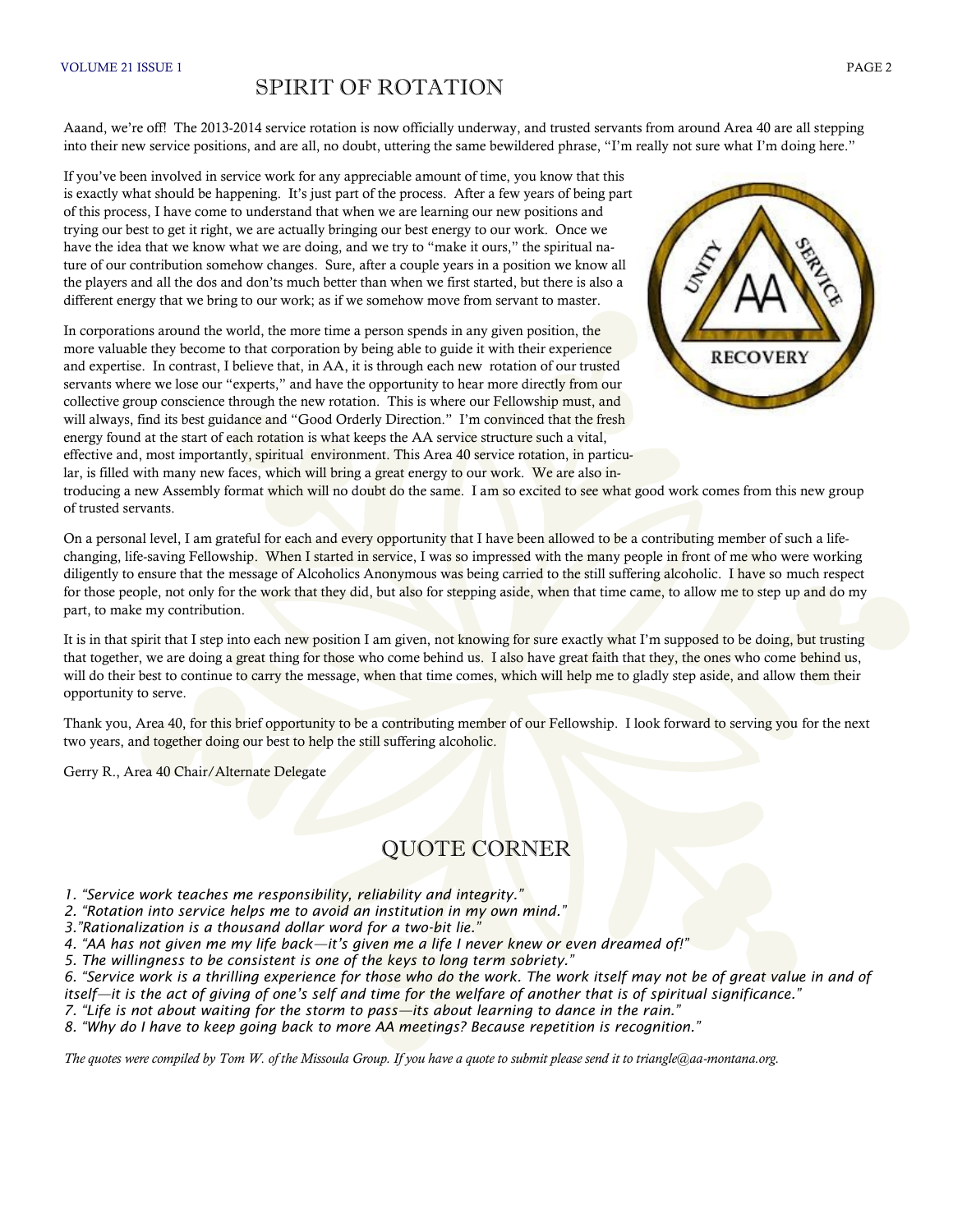# SPIRIT OF ROTATION

Aaand, we're off! The 2013-2014 service rotation is now officially underway, and trusted servants from around Area 40 are all stepping into their new service positions, and are all, no doubt, uttering the same bewildered phrase, "I'm really not sure what I'm doing here."

If you've been involved in service work for any appreciable amount of time, you know that this is exactly what should be happening. It's just part of the process. After a few years of being part of this process, I have come to understand that when we are learning our new positions and trying our best to get it right, we are actually bringing our best energy to our work. Once we have the idea that we know what we are doing, and we try to "make it ours," the spiritual nature of our contribution somehow changes. Sure, after a couple years in a position we know all the players and all the dos and don'ts much better than when we first started, but there is also a different energy that we bring to our work; as if we somehow move from servant to master.

In corporations around the world, the more time a person spends in any given position, the more valuable they become to that corporation by being able to guide it with their experience and expertise. In contrast, I believe that, in AA, it is through each new rotation of our trusted servants where we lose our "experts," and have the opportunity to hear more directly from our collective group conscience through the new rotation. This is where our Fellowship must, and will always, find its best guidance and "Good Orderly Direction." I'm convinced that the fresh energy found at the start of each rotation is what keeps the AA service structure such a vital, effective and, most importantly, spiritual environment. This Area 40 service rotation, in particular, is filled with many new faces, which will bring a great energy to our work. We are also introducing a new Assembly format which will no doubt do the same. I am so excited to see what good work comes from this new group of trusted servants.

On a personal level, I am grateful for each and every opportunity that I have been allowed to be a contributing member of such a life-changing, life-saving Fellowship. When I started in service, I was so impressed with the many people in front of me who were working diligently to ensure that the message of Alcoholics Anonymous was being carried to the still suffering alcoholic. I have so much respect for those people, not only for the work that they did, but also for stepping aside, when that time came, to allow me to step up and do my part, to make my contribution.

It is in that spirit that I step into each new position I am given, not knowing for sure exactly what I'm supposed to be doing, but trusting that together, we are doing a great thing for those who come behind us. I also have great faith that they, the ones who come behind us, will do their best to continue to carry the message, when that time comes, which will help me to gladly step aside, and allow them their opportunity to serve.

Thank you, Area 40, for this brief opportunity to be a contributing member of our Fellowship. I look forward to serving you for the next two years, and together doing our best to help the still suffering alcoholic.

Gerry R., Area 40 Chair/Alternate Delegate

# QUOTE CORNER

*1. "Service work teaches me responsibility, reliability and integrity."*
*2. "Rotation into service helps me to avoid an institution in my own mind."*
*3."Rationalization is a thousand dollar word for a two-bit lie."*
*4. "AA has not given me my life back—it's given me a life I never knew or even dreamed of!"*
*5. The willingness to be consistent is one of the keys to long term sobriety."*
*6. "Service work is a thrilling experience for those who do the work. The work itself may not be of great value in and of itself—it is the act of giving of one's self and time for the welfare of another that is of spiritual significance."*
*7. "Life is not about waiting for the storm to pass—its about learning to dance in the rain."*
*8. "Why do I have to keep going back to more AA meetings? Because repetition is recognition."*

*The quotes were compiled by Tom W. of the Missoula Group. If you have a quote to submit please send it to triangle@aa-montana.org.*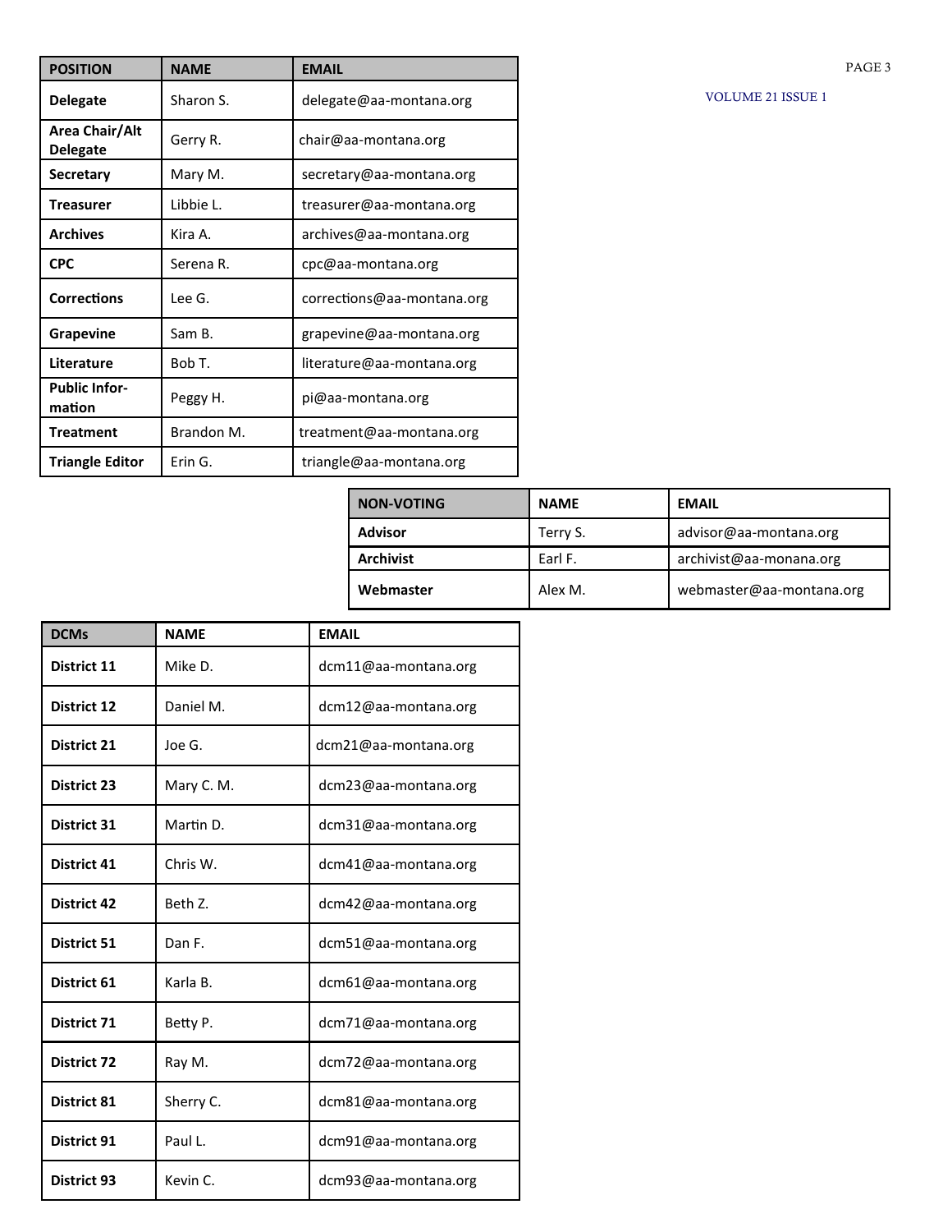| POSITION | NAME | EMAIL |
|---|---|---|
| **Delegate** | Sharon S. | delegate@aa-montana.org |
| **Area Chair/Alt Delegate** | Gerry R. | chair@aa-montana.org |
| **Secretary** | Mary M. | secretary@aa-montana.org |
| **Treasurer** | Libbie L. | treasurer@aa-montana.org |
| **Archives** | Kira A. | archives@aa-montana.org |
| **CPC** | Serena R. | cpc@aa-montana.org |
| **Corrections** | Lee G. | corrections@aa-montana.org |
| **Grapevine** | Sam B. | grapevine@aa-montana.org |
| **Literature** | Bob T. | literature@aa-montana.org |
| **Public Infor-mation** | Peggy H. | pi@aa-montana.org |
| **Treatment** | Brandon M. | treatment@aa-montana.org |
| **Triangle Editor** | Erin G. | triangle@aa-montana.org |

| NON-VOTING | NAME | EMAIL |
|---|---|---|
| **Advisor** | Terry S. | advisor@aa-montana.org |
| **Archivist** | Earl F. | archivist@aa-monana.org |
| **Webmaster** | Alex M. | webmaster@aa-montana.org |

| DCMs | NAME | EMAIL |
|---|---|---|
| **District 11** | Mike D. | dcm11@aa-montana.org |
| **District 12** | Daniel M. | dcm12@aa-montana.org |
| **District 21** | Joe G. | dcm21@aa-montana.org |
| **District 23** | Mary C. M. | dcm23@aa-montana.org |
| **District 31** | Martin D. | dcm31@aa-montana.org |
| **District 41** | Chris W. | dcm41@aa-montana.org |
| **District 42** | Beth Z. | dcm42@aa-montana.org |
| **District 51** | Dan F. | dcm51@aa-montana.org |
| **District 61** | Karla B. | dcm61@aa-montana.org |
| **District 71** | Betty P. | dcm71@aa-montana.org |
| **District 72** | Ray M. | dcm72@aa-montana.org |
| **District 81** | Sherry C. | dcm81@aa-montana.org |
| **District 91** | Paul L. | dcm91@aa-montana.org |
| **District 93** | Kevin C. | dcm93@aa-montana.org |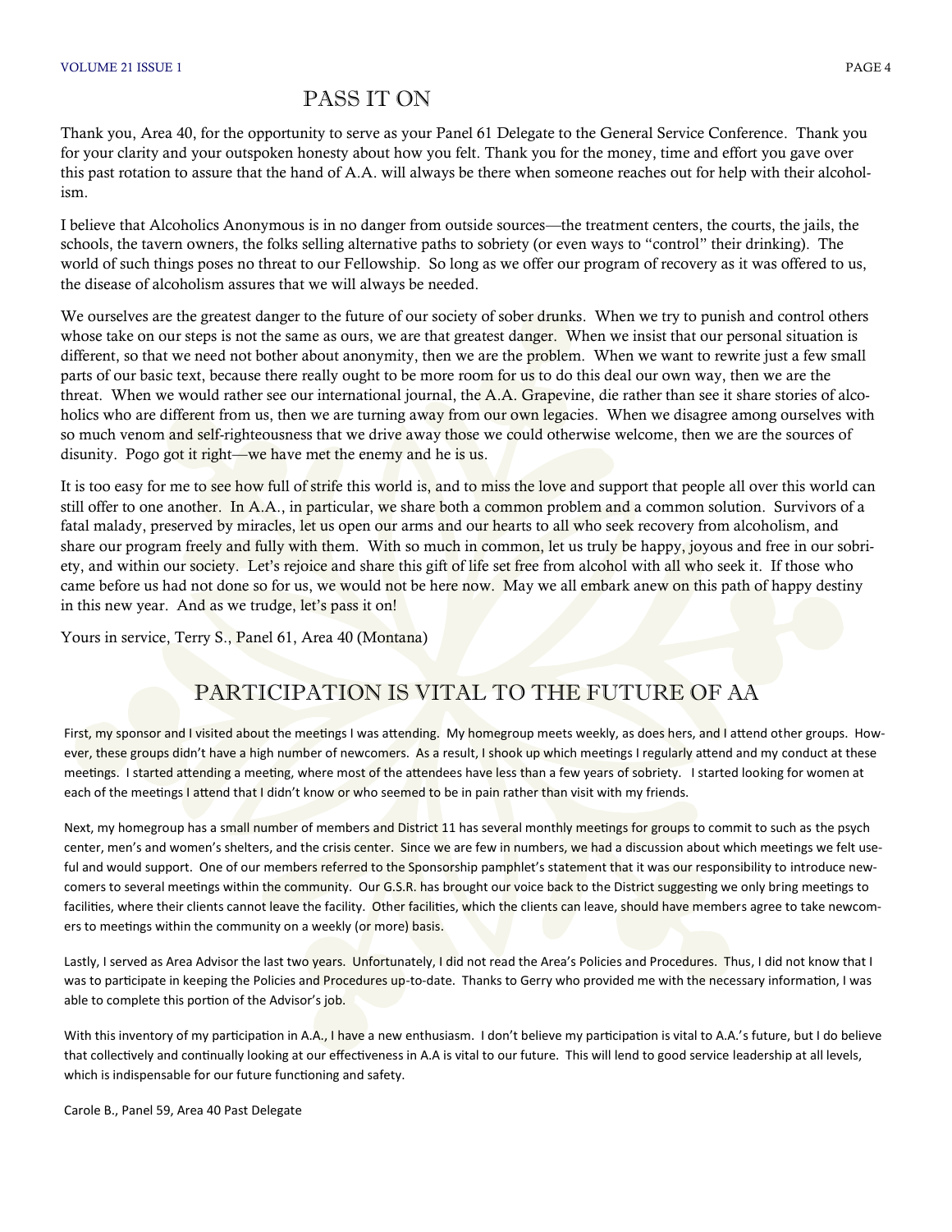## PASS IT ON

Thank you, Area 40, for the opportunity to serve as your Panel 61 Delegate to the General Service Conference. Thank you for your clarity and your outspoken honesty about how you felt. Thank you for the money, time and effort you gave over this past rotation to assure that the hand of A.A. will always be there when someone reaches out for help with their alcoholism.

I believe that Alcoholics Anonymous is in no danger from outside sources—the treatment centers, the courts, the jails, the schools, the tavern owners, the folks selling alternative paths to sobriety (or even ways to "control" their drinking). The world of such things poses no threat to our Fellowship. So long as we offer our program of recovery as it was offered to us, the disease of alcoholism assures that we will always be needed.

We ourselves are the greatest danger to the future of our society of sober drunks. When we try to punish and control others whose take on our steps is not the same as ours, we are that greatest danger. When we insist that our personal situation is different, so that we need not bother about anonymity, then we are the problem. When we want to rewrite just a few small parts of our basic text, because there really ought to be more room for us to do this deal our own way, then we are the threat. When we would rather see our international journal, the A.A. Grapevine, die rather than see it share stories of alcoholics who are different from us, then we are turning away from our own legacies. When we disagree among ourselves with so much venom and self-righteousness that we drive away those we could otherwise welcome, then we are the sources of disunity. Pogo got it right—we have met the enemy and he is us.

It is too easy for me to see how full of strife this world is, and to miss the love and support that people all over this world can still offer to one another. In A.A., in particular, we share both a common problem and a common solution. Survivors of a fatal malady, preserved by miracles, let us open our arms and our hearts to all who seek recovery from alcoholism, and share our program freely and fully with them. With so much in common, let us truly be happy, joyous and free in our sobriety, and within our society. Let's rejoice and share this gift of life set free from alcohol with all who seek it. If those who came before us had not done so for us, we would not be here now. May we all embark anew on this path of happy destiny in this new year. And as we trudge, let's pass it on!

Yours in service, Terry S., Panel 61, Area 40 (Montana)

## PARTICIPATION IS VITAL TO THE FUTURE OF AA

First, my sponsor and I visited about the meetings I was attending. My homegroup meets weekly, as does hers, and I attend other groups. However, these groups didn't have a high number of newcomers. As a result, I shook up which meetings I regularly attend and my conduct at these meetings. I started attending a meeting, where most of the attendees have less than a few years of sobriety. I started looking for women at each of the meetings I attend that I didn't know or who seemed to be in pain rather than visit with my friends.

Next, my homegroup has a small number of members and District 11 has several monthly meetings for groups to commit to such as the psych center, men's and women's shelters, and the crisis center. Since we are few in numbers, we had a discussion about which meetings we felt useful and would support. One of our members referred to the Sponsorship pamphlet's statement that it was our responsibility to introduce newcomers to several meetings within the community. Our G.S.R. has brought our voice back to the District suggesting we only bring meetings to facilities, where their clients cannot leave the facility. Other facilities, which the clients can leave, should have members agree to take newcomers to meetings within the community on a weekly (or more) basis.

Lastly, I served as Area Advisor the last two years. Unfortunately, I did not read the Area's Policies and Procedures. Thus, I did not know that I was to participate in keeping the Policies and Procedures up-to-date. Thanks to Gerry who provided me with the necessary information, I was able to complete this portion of the Advisor's job.

With this inventory of my participation in A.A., I have a new enthusiasm. I don't believe my participation is vital to A.A.'s future, but I do believe that collectively and continually looking at our effectiveness in A.A is vital to our future. This will lend to good service leadership at all levels, which is indispensable for our future functioning and safety.

Carole B., Panel 59, Area 40 Past Delegate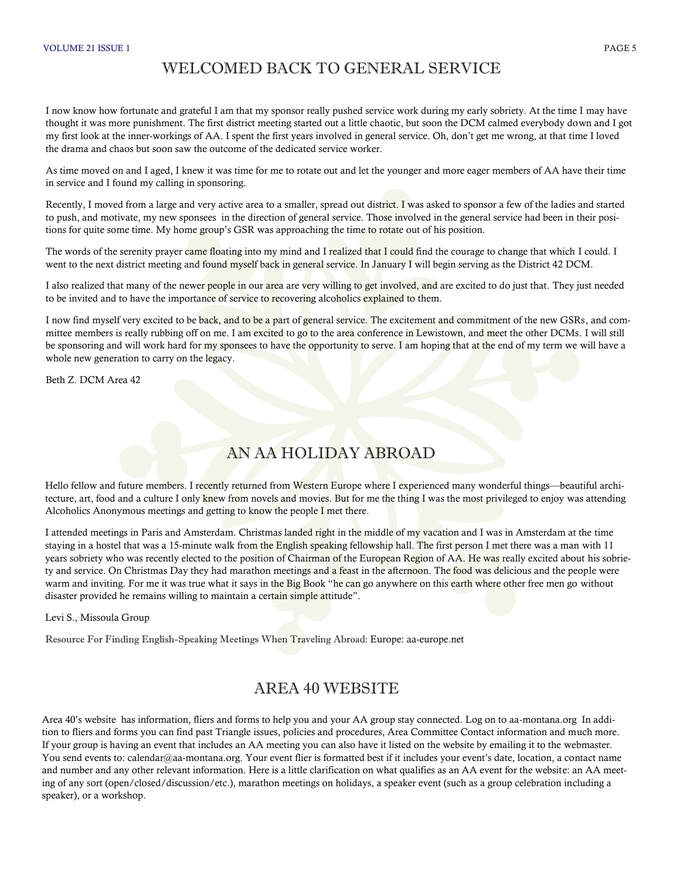## WELCOMED BACK TO GENERAL SERVICE

I now know how fortunate and grateful I am that my sponsor really pushed service work during my early sobriety. At the time I may have thought it was more punishment. The first district meeting started out a little chaotic, but soon the DCM calmed everybody down and I got my first look at the inner-workings of AA. I spent the first years involved in general service. Oh, don't get me wrong, at that time I loved the drama and chaos but soon saw the outcome of the dedicated service worker.

As time moved on and I aged, I knew it was time for me to rotate out and let the younger and more eager members of AA have their time in service and I found my calling in sponsoring.

Recently, I moved from a large and very active area to a smaller, spread out district. I was asked to sponsor a few of the ladies and started to push, and motivate, my new sponsees in the direction of general service. Those involved in the general service had been in their positions for quite some time. My home group's GSR was approaching the time to rotate out of his position.

The words of the serenity prayer came floating into my mind and I realized that I could find the courage to change that which I could. I went to the next district meeting and found myself back in general service. In January I will begin serving as the District 42 DCM.

I also realized that many of the newer people in our area are very willing to get involved, and are excited to do just that. They just needed to be invited and to have the importance of service to recovering alcoholics explained to them.

I now find myself very excited to be back, and to be a part of general service. The excitement and commitment of the new GSRs, and committee members is really rubbing off on me. I am excited to go to the area conference in Lewistown, and meet the other DCMs. I will still be sponsoring and will work hard for my sponsees to have the opportunity to serve. I am hoping that at the end of my term we will have a whole new generation to carry on the legacy.

Beth Z. DCM Area 42

## AN AA HOLIDAY ABROAD

Hello fellow and future members. I recently returned from Western Europe where I experienced many wonderful things—beautiful architecture, art, food and a culture I only knew from novels and movies. But for me the thing I was the most privileged to enjoy was attending Alcoholics Anonymous meetings and getting to know the people I met there.

I attended meetings in Paris and Amsterdam. Christmas landed right in the middle of my vacation and I was in Amsterdam at the time staying in a hostel that was a 15-minute walk from the English speaking fellowship hall. The first person I met there was a man with 11 years sobriety who was recently elected to the position of Chairman of the European Region of AA. He was really excited about his sobriety and service. On Christmas Day they had marathon meetings and a feast in the afternoon. The food was delicious and the people were warm and inviting. For me it was true what it says in the Big Book "he can go anywhere on this earth where other free men go without disaster provided he remains willing to maintain a certain simple attitude".

Levi S., Missoula Group

Resource For Finding English-Speaking Meetings When Traveling Abroad: Europe: aa-europe.net

## AREA 40 WEBSITE

Area 40's website has information, fliers and forms to help you and your AA group stay connected. Log on to aa-montana.org In addition to fliers and forms you can find past Triangle issues, policies and procedures, Area Committee Contact information and much more. If your group is having an event that includes an AA meeting you can also have it listed on the website by emailing it to the webmaster. You send events to: calendar@aa-montana.org. Your event flier is formatted best if it includes your event's date, location, a contact name and number and any other relevant information. Here is a little clarification on what qualifies as an AA event for the website: an AA meeting of any sort (open/closed/discussion/etc.), marathon meetings on holidays, a speaker event (such as a group celebration including a speaker), or a workshop.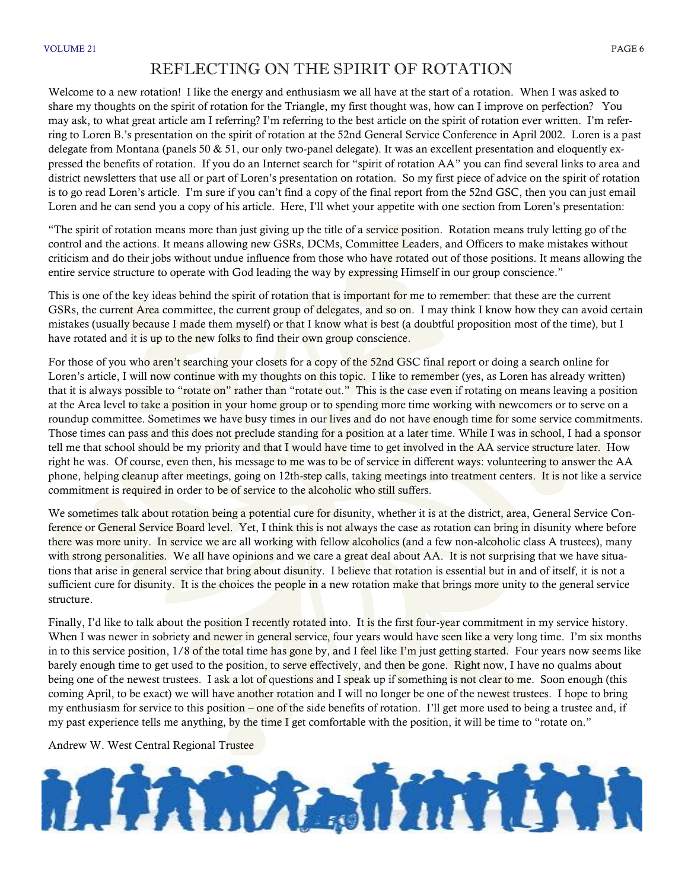# REFLECTING ON THE SPIRIT OF ROTATION

Welcome to a new rotation! I like the energy and enthusiasm we all have at the start of a rotation. When I was asked to share my thoughts on the spirit of rotation for the Triangle, my first thought was, how can I improve on perfection? You may ask, to what great article am I referring? I'm referring to the best article on the spirit of rotation ever written. I'm referring to Loren B.'s presentation on the spirit of rotation at the 52nd General Service Conference in April 2002. Loren is a past delegate from Montana (panels 50 & 51, our only two-panel delegate). It was an excellent presentation and eloquently expressed the benefits of rotation. If you do an Internet search for "spirit of rotation AA" you can find several links to area and district newsletters that use all or part of Loren's presentation on rotation. So my first piece of advice on the spirit of rotation is to go read Loren's article. I'm sure if you can't find a copy of the final report from the 52nd GSC, then you can just email Loren and he can send you a copy of his article. Here, I'll whet your appetite with one section from Loren's presentation:

"The spirit of rotation means more than just giving up the title of a service position. Rotation means truly letting go of the control and the actions. It means allowing new GSRs, DCMs, Committee Leaders, and Officers to make mistakes without criticism and do their jobs without undue influence from those who have rotated out of those positions. It means allowing the entire service structure to operate with God leading the way by expressing Himself in our group conscience."

This is one of the key ideas behind the spirit of rotation that is important for me to remember: that these are the current GSRs, the current Area committee, the current group of delegates, and so on. I may think I know how they can avoid certain mistakes (usually because I made them myself) or that I know what is best (a doubtful proposition most of the time), but I have rotated and it is up to the new folks to find their own group conscience.

For those of you who aren't searching your closets for a copy of the 52nd GSC final report or doing a search online for Loren's article, I will now continue with my thoughts on this topic. I like to remember (yes, as Loren has already written) that it is always possible to "rotate on" rather than "rotate out." This is the case even if rotating on means leaving a position at the Area level to take a position in your home group or to spending more time working with newcomers or to serve on a roundup committee. Sometimes we have busy times in our lives and do not have enough time for some service commitments. Those times can pass and this does not preclude standing for a position at a later time. While I was in school, I had a sponsor tell me that school should be my priority and that I would have time to get involved in the AA service structure later. How right he was. Of course, even then, his message to me was to be of service in different ways: volunteering to answer the AA phone, helping cleanup after meetings, going on 12th-step calls, taking meetings into treatment centers. It is not like a service commitment is required in order to be of service to the alcoholic who still suffers.

We sometimes talk about rotation being a potential cure for disunity, whether it is at the district, area, General Service Conference or General Service Board level. Yet, I think this is not always the case as rotation can bring in disunity where before there was more unity. In service we are all working with fellow alcoholics (and a few non-alcoholic class A trustees), many with strong personalities. We all have opinions and we care a great deal about AA. It is not surprising that we have situations that arise in general service that bring about disunity. I believe that rotation is essential but in and of itself, it is not a sufficient cure for disunity. It is the choices the people in a new rotation make that brings more unity to the general service structure.

Finally, I'd like to talk about the position I recently rotated into. It is the first four-year commitment in my service history. When I was newer in sobriety and newer in general service, four years would have seen like a very long time. I'm six months in to this service position, 1/8 of the total time has gone by, and I feel like I'm just getting started. Four years now seems like barely enough time to get used to the position, to serve effectively, and then be gone. Right now, I have no qualms about being one of the newest trustees. I ask a lot of questions and I speak up if something is not clear to me. Soon enough (this coming April, to be exact) we will have another rotation and I will no longer be one of the newest trustees. I hope to bring my enthusiasm for service to this position – one of the side benefits of rotation. I'll get more used to being a trustee and, if my past experience tells me anything, by the time I get comfortable with the position, it will be time to "rotate on."

Andrew W. West Central Regional Trustee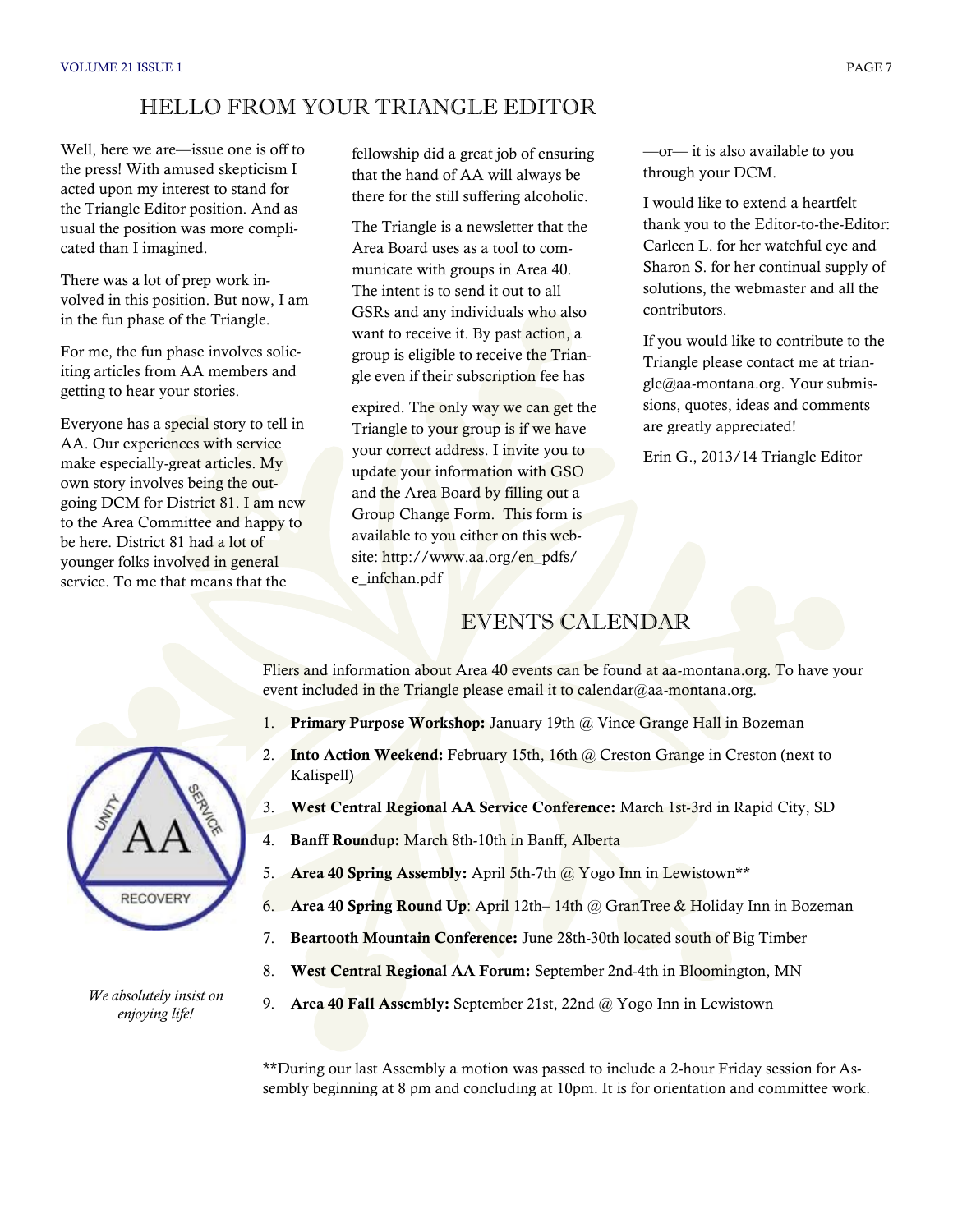## HELLO FROM YOUR TRIANGLE EDITOR

Well, here we are—issue one is off to the press! With amused skepticism I acted upon my interest to stand for the Triangle Editor position. And as usual the position was more complicated than I imagined.

There was a lot of prep work involved in this position. But now, I am in the fun phase of the Triangle.

For me, the fun phase involves soliciting articles from AA members and getting to hear your stories.

Everyone has a special story to tell in AA. Our experiences with service make especially-great articles. My own story involves being the outgoing DCM for District 81. I am new to the Area Committee and happy to be here. District 81 had a lot of younger folks involved in general service. To me that means that the fellowship did a great job of ensuring that the hand of AA will always be there for the still suffering alcoholic.

The Triangle is a newsletter that the Area Board uses as a tool to communicate with groups in Area 40. The intent is to send it out to all GSRs and any individuals who also want to receive it. By past action, a group is eligible to receive the Triangle even if their subscription fee has expired. The only way we can get the Triangle to your group is if we have your correct address. I invite you to update your information with GSO and the Area Board by filling out a Group Change Form. This form is available to you either on this website: http://www.aa.org/en_pdfs/e_infchan.pdf —or— it is also available to you through your DCM.

I would like to extend a heartfelt thank you to the Editor-to-the-Editor: Carleen L. for her watchful eye and Sharon S. for her continual supply of solutions, the webmaster and all the contributors.

If you would like to contribute to the Triangle please contact me at triangle@aa-montana.org. Your submissions, quotes, ideas and comments are greatly appreciated!

Erin G., 2013/14 Triangle Editor

## EVENTS CALENDAR

Fliers and information about Area 40 events can be found at aa-montana.org. To have your event included in the Triangle please email it to calendar@aa-montana.org.

1. **Primary Purpose Workshop:** January 19th @ Vince Grange Hall in Bozeman
2. **Into Action Weekend:** February 15th, 16th @ Creston Grange in Creston (next to Kalispell)
3. **West Central Regional AA Service Conference:** March 1st-3rd in Rapid City, SD
4. **Banff Roundup:** March 8th-10th in Banff, Alberta
5. **Area 40 Spring Assembly:** April 5th-7th @ Yogo Inn in Lewistown**
6. **Area 40 Spring Round Up**: April 12th– 14th @ GranTree & Holiday Inn in Bozeman
7. **Beartooth Mountain Conference:** June 28th-30th located south of Big Timber
8. **West Central Regional AA Forum:** September 2nd-4th in Bloomington, MN
9. **Area 40 Fall Assembly:** September 21st, 22nd @ Yogo Inn in Lewistown

**During our last Assembly a motion was passed to include a 2-hour Friday session for Assembly beginning at 8 pm and concluding at 10pm. It is for orientation and committee work.

UNITY SERVICE AA RECOVERY

*We absolutely insist on enjoying life!*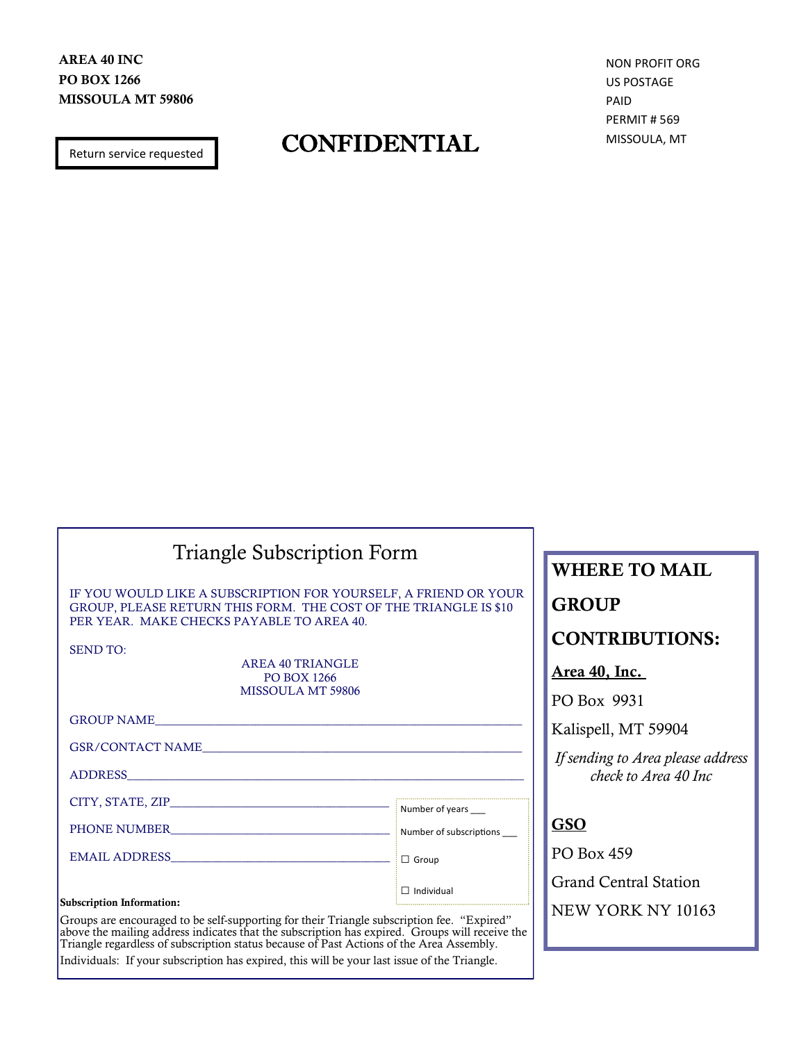**AREA 40 INC**
**PO BOX 1266**
**MISSOULA MT 59806**

Return service requested

# CONFIDENTIAL

NON PROFIT ORG
US POSTAGE
PAID
PERMIT # 569
MISSOULA, MT

## Triangle Subscription Form

IF YOU WOULD LIKE A SUBSCRIPTION FOR YOURSELF, A FRIEND OR YOUR GROUP, PLEASE RETURN THIS FORM. THE COST OF THE TRIANGLE IS $10 PER YEAR. MAKE CHECKS PAYABLE TO AREA 40.

SEND TO:

AREA 40 TRIANGLE
PO BOX 1266
MISSOULA MT 59806

GROUP NAME________________________________________________

GSR/CONTACT NAME__________________________________________

ADDRESS___________________________________________________

CITY, STATE, ZIP____________________________

PHONE NUMBER______________________________

EMAIL ADDRESS______________________________

Number of years ___

Number of subscriptions ___

☐ Group

☐ Individual

**Subscription Information:**

Groups are encouraged to be self-supporting for their Triangle subscription fee. "Expired" above the mailing address indicates that the subscription has expired. Groups will receive the Triangle regardless of subscription status because of Past Actions of the Area Assembly.

Individuals: If your subscription has expired, this will be your last issue of the Triangle.

## WHERE TO MAIL GROUP CONTRIBUTIONS:

**Area 40, Inc.**

PO Box 9931

Kalispell, MT 59904

*If sending to Area please address check to Area 40 Inc*

**GSO**

PO Box 459

Grand Central Station

NEW YORK NY 10163